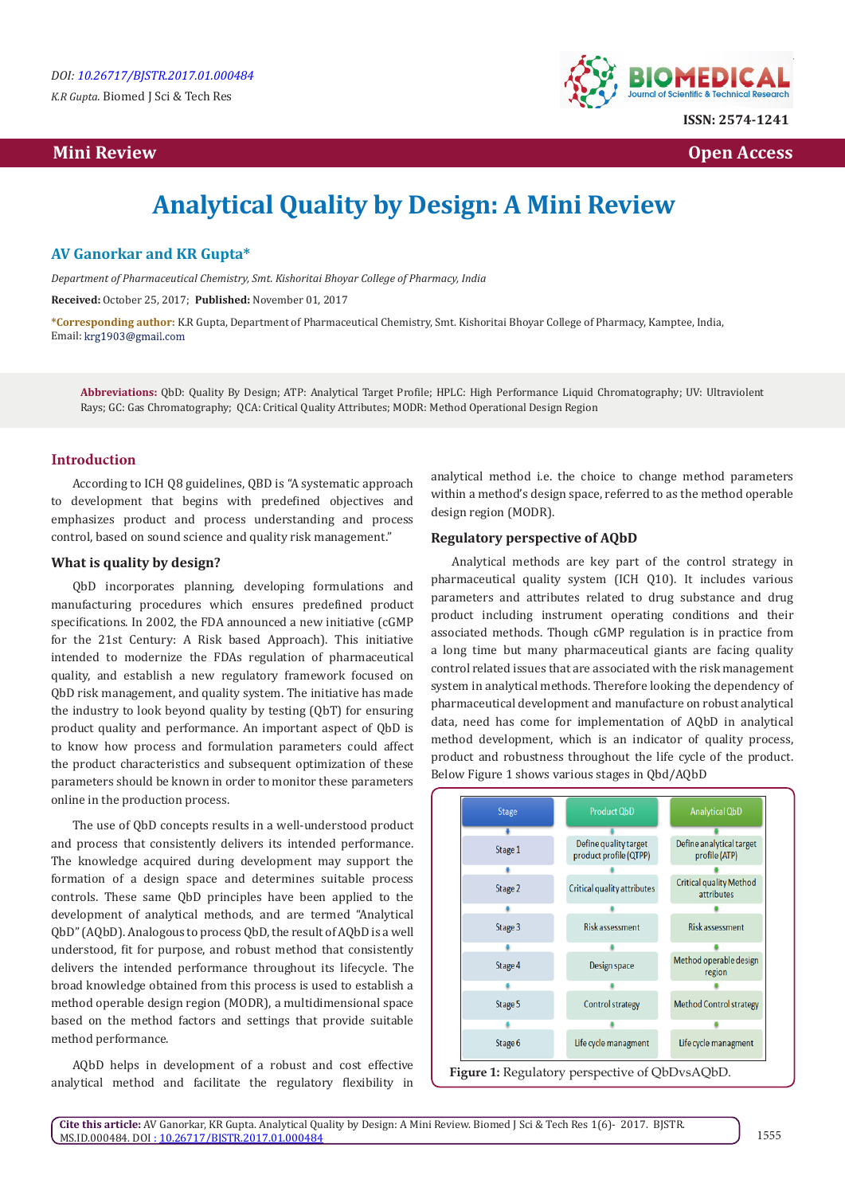DOI: 10.26717/BJSTR.2017.01.000484

K.R Gupta. Biomed J Sci & Tech Res

ISSN: 2574-1241

Mini Review

Open Access

# Analytical Quality by Design: A Mini Review

**AV Ganorkar and KR Gupta***

*Department of Pharmaceutical Chemistry, Smt. Kishoritai Bhoyar College of Pharmacy, India*

**Received:** October 25, 2017; **Published:** November 01, 2017

***Corresponding author:** K.R Gupta, Department of Pharmaceutical Chemistry, Smt. Kishoritai Bhoyar College of Pharmacy, Kamptee, India, Email: krg1903@gmail.com

**Abbreviations:** QbD: Quality By Design; ATP: Analytical Target Profile; HPLC: High Performance Liquid Chromatography; UV: Ultraviolent Rays; GC: Gas Chromatography; QCA: Critical Quality Attributes; MODR: Method Operational Design Region

## Introduction

According to ICH Q8 guidelines, QBD is "A systematic approach to development that begins with predefined objectives and emphasizes product and process understanding and process control, based on sound science and quality risk management."

### What is quality by design?

QbD incorporates planning, developing formulations and manufacturing procedures which ensures predefined product specifications. In 2002, the FDA announced a new initiative (cGMP for the 21st Century: A Risk based Approach). This initiative intended to modernize the FDAs regulation of pharmaceutical quality, and establish a new regulatory framework focused on QbD risk management, and quality system. The initiative has made the industry to look beyond quality by testing (QbT) for ensuring product quality and performance. An important aspect of QbD is to know how process and formulation parameters could affect the product characteristics and subsequent optimization of these parameters should be known in order to monitor these parameters online in the production process.

The use of QbD concepts results in a well-understood product and process that consistently delivers its intended performance. The knowledge acquired during development may support the formation of a design space and determines suitable process controls. These same QbD principles have been applied to the development of analytical methods, and are termed "Analytical QbD" (AQbD). Analogous to process QbD, the result of AQbD is a well understood, fit for purpose, and robust method that consistently delivers the intended performance throughout its lifecycle. The broad knowledge obtained from this process is used to establish a method operable design region (MODR), a multidimensional space based on the method factors and settings that provide suitable method performance.

AQbD helps in development of a robust and cost effective analytical method and facilitate the regulatory flexibility in analytical method i.e. the choice to change method parameters within a method's design space, referred to as the method operable design region (MODR).

### Regulatory perspective of AQbD

Analytical methods are key part of the control strategy in pharmaceutical quality system (ICH Q10). It includes various parameters and attributes related to drug substance and drug product including instrument operating conditions and their associated methods. Though cGMP regulation is in practice from a long time but many pharmaceutical giants are facing quality control related issues that are associated with the risk management system in analytical methods. Therefore looking the dependency of pharmaceutical development and manufacture on robust analytical data, need has come for implementation of AQbD in analytical method development, which is an indicator of quality process, product and robustness throughout the life cycle of the product. Below Figure 1 shows various stages in Qbd/AQbD

| Stage | Product QbD | Analytical QbD |
|---|---|---|
| Stage 1 | Define quality target product profile (QTPP) | Define analytical target profile (ATP) |
| Stage 2 | Critical quality attributes | Critical quality Method attributes |
| Stage 3 | Risk assessment | Risk assessment |
| Stage 4 | Design space | Method operable design region |
| Stage 5 | Control strategy | Method Control strategy |
| Stage 6 | Life cycle managment | Life cycle managment |

**Figure 1:** Regulatory perspective of QbDvsAQbD.

**Cite this article:** AV Ganorkar, KR Gupta. Analytical Quality by Design: A Mini Review. Biomed J Sci & Tech Res 1(6)- 2017. BJSTR. MS.ID.000484. DOI : 10.26717/BJSTR.2017.01.000484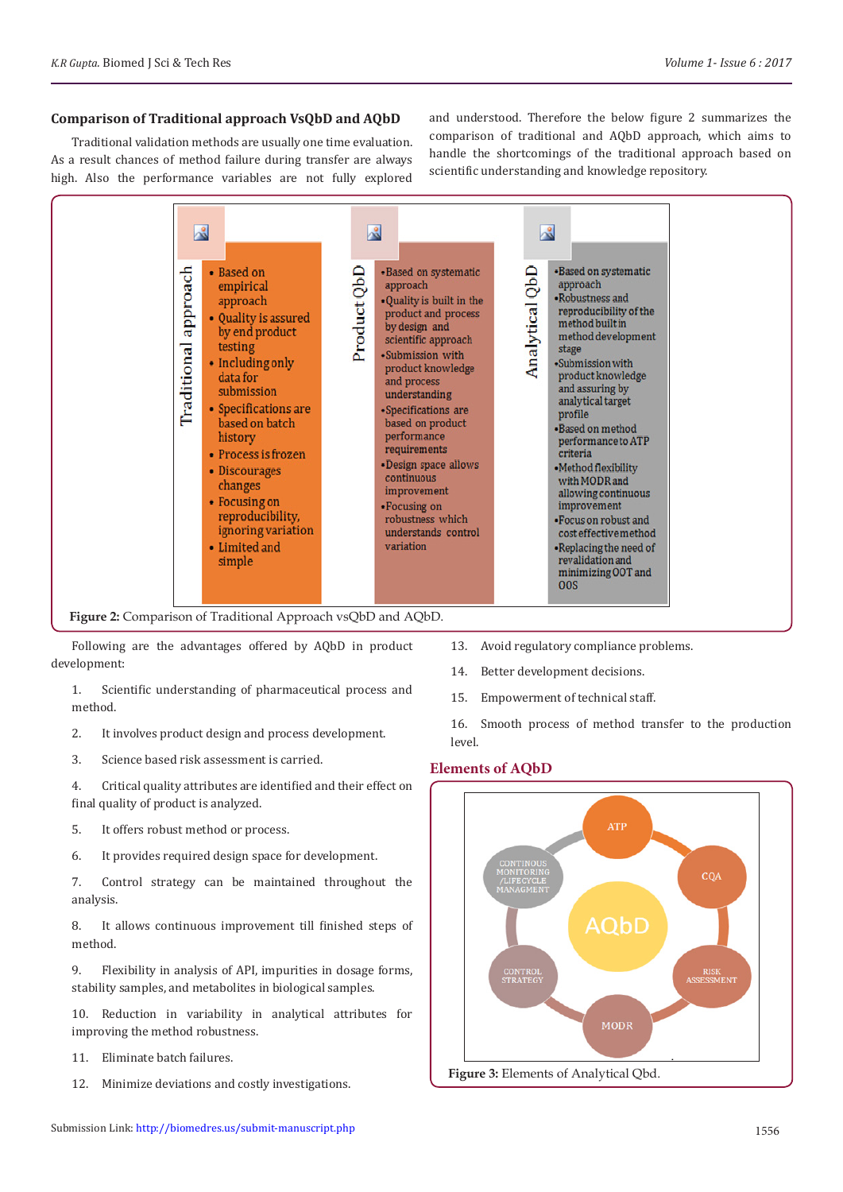## Comparison of Traditional approach VsQbD and AQbD

Traditional validation methods are usually one time evaluation. As a result chances of method failure during transfer are always high. Also the performance variables are not fully explored and understood. Therefore the below figure 2 summarizes the comparison of traditional and AQbD approach, which aims to handle the shortcomings of the traditional approach based on scientific understanding and knowledge repository.

| Traditional approach | Product QbD | Analytical QbD |
|---|---|---|
| • Based on empirical approach<br>• Quality is assured by end product testing<br>• Including only data for submission<br>• Specifications are based on batch history<br>• Process is frozen<br>• Discourages changes<br>• Focusing on reproducibility, ignoring variation<br>• Limited and simple | •Based on systematic approach<br>•Quality is built in the product and process by design and scientific approach<br>•Submission with product knowledge and process understanding<br>•Specifications are based on product performance requirements<br>•Design space allows continuous improvement<br>•Focusing on robustness which understands control variation | •Based on systematic approach<br>•Robustness and reproducibility of the method built in method development stage<br>•Submission with product knowledge and assuring by analytical target profile<br>•Based on method performance to ATP criteria<br>•Method flexibility with MODR and allowing continuous improvement<br>•Focus on robust and cost effective method<br>•Replacing the need of revalidation and minimizing OOT and OOS |

**Figure 2:** Comparison of Traditional Approach vsQbD and AQbD.

Following are the advantages offered by AQbD in product development:

1. Scientific understanding of pharmaceutical process and method.
2. It involves product design and process development.
3. Science based risk assessment is carried.
4. Critical quality attributes are identified and their effect on final quality of product is analyzed.
5. It offers robust method or process.
6. It provides required design space for development.
7. Control strategy can be maintained throughout the analysis.
8. It allows continuous improvement till finished steps of method.
9. Flexibility in analysis of API, impurities in dosage forms, stability samples, and metabolites in biological samples.
10. Reduction in variability in analytical attributes for improving the method robustness.
11. Eliminate batch failures.
12. Minimize deviations and costly investigations.
13. Avoid regulatory compliance problems.
14. Better development decisions.
15. Empowerment of technical staff.
16. Smooth process of method transfer to the production level.

## Elements of AQbD

**Figure 3:** Elements of Analytical Qbd.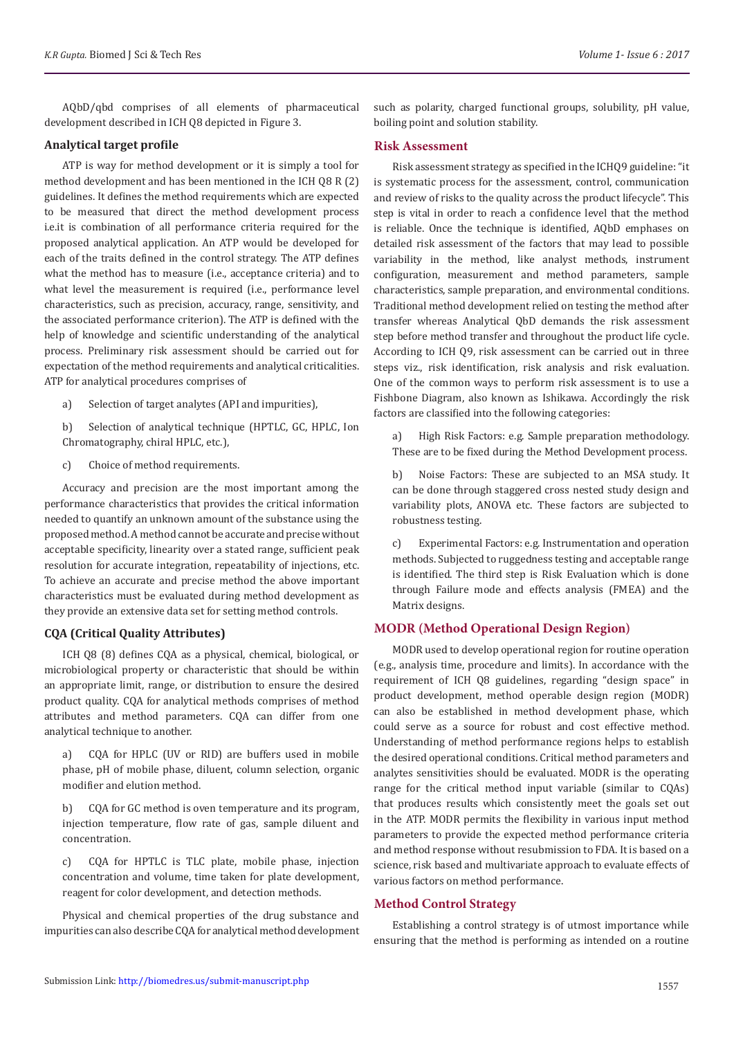AQbD/qbd comprises of all elements of pharmaceutical development described in ICH Q8 depicted in Figure 3.

### Analytical target profile

ATP is way for method development or it is simply a tool for method development and has been mentioned in the ICH Q8 R (2) guidelines. It defines the method requirements which are expected to be measured that direct the method development process i.e.it is combination of all performance criteria required for the proposed analytical application. An ATP would be developed for each of the traits defined in the control strategy. The ATP defines what the method has to measure (i.e., acceptance criteria) and to what level the measurement is required (i.e., performance level characteristics, such as precision, accuracy, range, sensitivity, and the associated performance criterion). The ATP is defined with the help of knowledge and scientific understanding of the analytical process. Preliminary risk assessment should be carried out for expectation of the method requirements and analytical criticalities. ATP for analytical procedures comprises of

a) Selection of target analytes (API and impurities),

b) Selection of analytical technique (HPTLC, GC, HPLC, Ion Chromatography, chiral HPLC, etc.),

c) Choice of method requirements.

Accuracy and precision are the most important among the performance characteristics that provides the critical information needed to quantify an unknown amount of the substance using the proposed method. A method cannot be accurate and precise without acceptable specificity, linearity over a stated range, sufficient peak resolution for accurate integration, repeatability of injections, etc. To achieve an accurate and precise method the above important characteristics must be evaluated during method development as they provide an extensive data set for setting method controls.

### CQA (Critical Quality Attributes)

ICH Q8 (8) defines CQA as a physical, chemical, biological, or microbiological property or characteristic that should be within an appropriate limit, range, or distribution to ensure the desired product quality. CQA for analytical methods comprises of method attributes and method parameters. CQA can differ from one analytical technique to another.

a) CQA for HPLC (UV or RID) are buffers used in mobile phase, pH of mobile phase, diluent, column selection, organic modifier and elution method.

b) CQA for GC method is oven temperature and its program, injection temperature, flow rate of gas, sample diluent and concentration.

c) CQA for HPTLC is TLC plate, mobile phase, injection concentration and volume, time taken for plate development, reagent for color development, and detection methods.

Physical and chemical properties of the drug substance and impurities can also describe CQA for analytical method development such as polarity, charged functional groups, solubility, pH value, boiling point and solution stability.

## Risk Assessment

Risk assessment strategy as specified in the ICHQ9 guideline: "it is systematic process for the assessment, control, communication and review of risks to the quality across the product lifecycle". This step is vital in order to reach a confidence level that the method is reliable. Once the technique is identified, AQbD emphases on detailed risk assessment of the factors that may lead to possible variability in the method, like analyst methods, instrument configuration, measurement and method parameters, sample characteristics, sample preparation, and environmental conditions. Traditional method development relied on testing the method after transfer whereas Analytical QbD demands the risk assessment step before method transfer and throughout the product life cycle. According to ICH Q9, risk assessment can be carried out in three steps viz., risk identification, risk analysis and risk evaluation. One of the common ways to perform risk assessment is to use a Fishbone Diagram, also known as Ishikawa. Accordingly the risk factors are classified into the following categories:

a) High Risk Factors: e.g. Sample preparation methodology. These are to be fixed during the Method Development process.

b) Noise Factors: These are subjected to an MSA study. It can be done through staggered cross nested study design and variability plots, ANOVA etc. These factors are subjected to robustness testing.

c) Experimental Factors: e.g. Instrumentation and operation methods. Subjected to ruggedness testing and acceptable range is identified. The third step is Risk Evaluation which is done through Failure mode and effects analysis (FMEA) and the Matrix designs.

## MODR (Method Operational Design Region)

MODR used to develop operational region for routine operation (e.g., analysis time, procedure and limits). In accordance with the requirement of ICH Q8 guidelines, regarding "design space" in product development, method operable design region (MODR) can also be established in method development phase, which could serve as a source for robust and cost effective method. Understanding of method performance regions helps to establish the desired operational conditions. Critical method parameters and analytes sensitivities should be evaluated. MODR is the operating range for the critical method input variable (similar to CQAs) that produces results which consistently meet the goals set out in the ATP. MODR permits the flexibility in various input method parameters to provide the expected method performance criteria and method response without resubmission to FDA. It is based on a science, risk based and multivariate approach to evaluate effects of various factors on method performance.

## Method Control Strategy

Establishing a control strategy is of utmost importance while ensuring that the method is performing as intended on a routine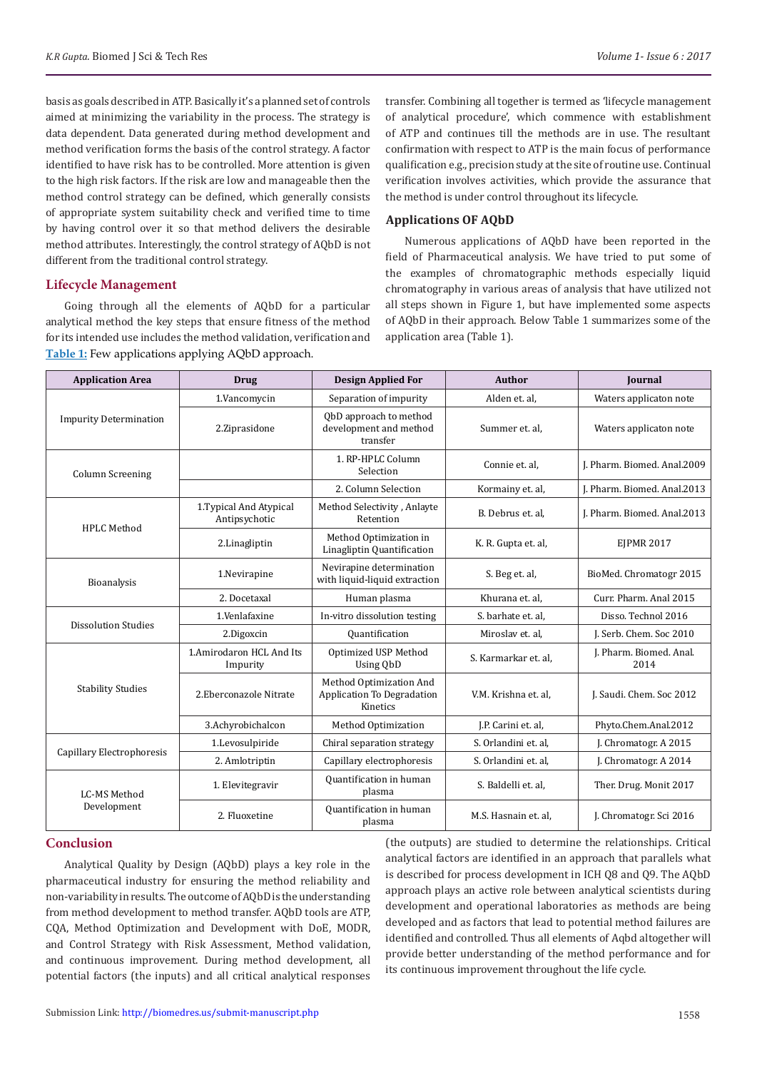basis as goals described in ATP. Basically it's a planned set of controls aimed at minimizing the variability in the process. The strategy is data dependent. Data generated during method development and method verification forms the basis of the control strategy. A factor identified to have risk has to be controlled. More attention is given to the high risk factors. If the risk are low and manageable then the method control strategy can be defined, which generally consists of appropriate system suitability check and verified time to time by having control over it so that method delivers the desirable method attributes. Interestingly, the control strategy of AQbD is not different from the traditional control strategy.

## Lifecycle Management

Going through all the elements of AQbD for a particular analytical method the key steps that ensure fitness of the method for its intended use includes the method validation, verification and transfer. Combining all together is termed as 'lifecycle management of analytical procedure', which commence with establishment of ATP and continues till the methods are in use. The resultant confirmation with respect to ATP is the main focus of performance qualification e.g., precision study at the site of routine use. Continual verification involves activities, which provide the assurance that the method is under control throughout its lifecycle.

## Applications OF AQbD

Numerous applications of AQbD have been reported in the field of Pharmaceutical analysis. We have tried to put some of the examples of chromatographic methods especially liquid chromatography in various areas of analysis that have utilized not all steps shown in Figure 1, but have implemented some aspects of AQbD in their approach. Below Table 1 summarizes some of the application area (Table 1).

**Table 1:** Few applications applying AQbD approach.

| Application Area | Drug | Design Applied For | Author | Journal |
|---|---|---|---|---|
| Impurity Determination | 1.Vancomycin | Separation of impurity | Alden et. al, | Waters applicaton note |
| | 2.Ziprasidone | QbD approach to method development and method transfer | Summer et. al, | Waters applicaton note |
| Column Screening | | 1. RP-HPLC Column Selection | Connie et. al, | J. Pharm. Biomed. Anal.2009 |
| | | 2. Column Selection | Kormainy et. al, | J. Pharm. Biomed. Anal.2013 |
| HPLC Method | 1.Typical And Atypical Antipsychotic | Method Selectivity , Anlayte Retention | B. Debrus et. al, | J. Pharm. Biomed. Anal.2013 |
| | 2.Linagliptin | Method Optimization in Linagliptin Quantification | K. R. Gupta et. al, | EJPMR 2017 |
| Bioanalysis | 1.Nevirapine | Nevirapine determination with liquid-liquid extraction | S. Beg et. al, | BioMed. Chromatogr 2015 |
| | 2. Docetaxal | Human plasma | Khurana et. al, | Curr. Pharm. Anal 2015 |
| Dissolution Studies | 1.Venlafaxine | In-vitro dissolution testing | S. barhate et. al, | Disso. Technol 2016 |
| | 2.Digoxcin | Quantification | Miroslav et. al, | J. Serb. Chem. Soc 2010 |
| Stability Studies | 1.Amirodaron HCL And Its Impurity | Optimized USP Method Using QbD | S. Karmarkar et. al, | J. Pharm. Biomed. Anal. 2014 |
| | 2.Eberconazole Nitrate | Method Optimization And Application To Degradation Kinetics | V.M. Krishna et. al, | J. Saudi. Chem. Soc 2012 |
| | 3.Achyrobichalcon | Method Optimization | J.P. Carini et. al, | Phyto.Chem.Anal.2012 |
| Capillary Electrophoresis | 1.Levosulpiride | Chiral separation strategy | S. Orlandini et. al, | J. Chromatogr. A 2015 |
| | 2. Amlotriptin | Capillary electrophoresis | S. Orlandini et. al, | J. Chromatogr. A 2014 |
| LC-MS Method Development | 1. Elevitegravir | Quantification in human plasma | S. Baldelli et. al, | Ther. Drug. Monit 2017 |
| | 2. Fluoxetine | Quantification in human plasma | M.S. Hasnain et. al, | J. Chromatogr. Sci 2016 |

## Conclusion

Analytical Quality by Design (AQbD) plays a key role in the pharmaceutical industry for ensuring the method reliability and non-variability in results. The outcome of AQbD is the understanding from method development to method transfer. AQbD tools are ATP, CQA, Method Optimization and Development with DoE, MODR, and Control Strategy with Risk Assessment, Method validation, and continuous improvement. During method development, all potential factors (the inputs) and all critical analytical responses (the outputs) are studied to determine the relationships. Critical analytical factors are identified in an approach that parallels what is described for process development in ICH Q8 and Q9. The AQbD approach plays an active role between analytical scientists during development and operational laboratories as methods are being developed and as factors that lead to potential method failures are identified and controlled. Thus all elements of Aqbd altogether will provide better understanding of the method performance and for its continuous improvement throughout the life cycle.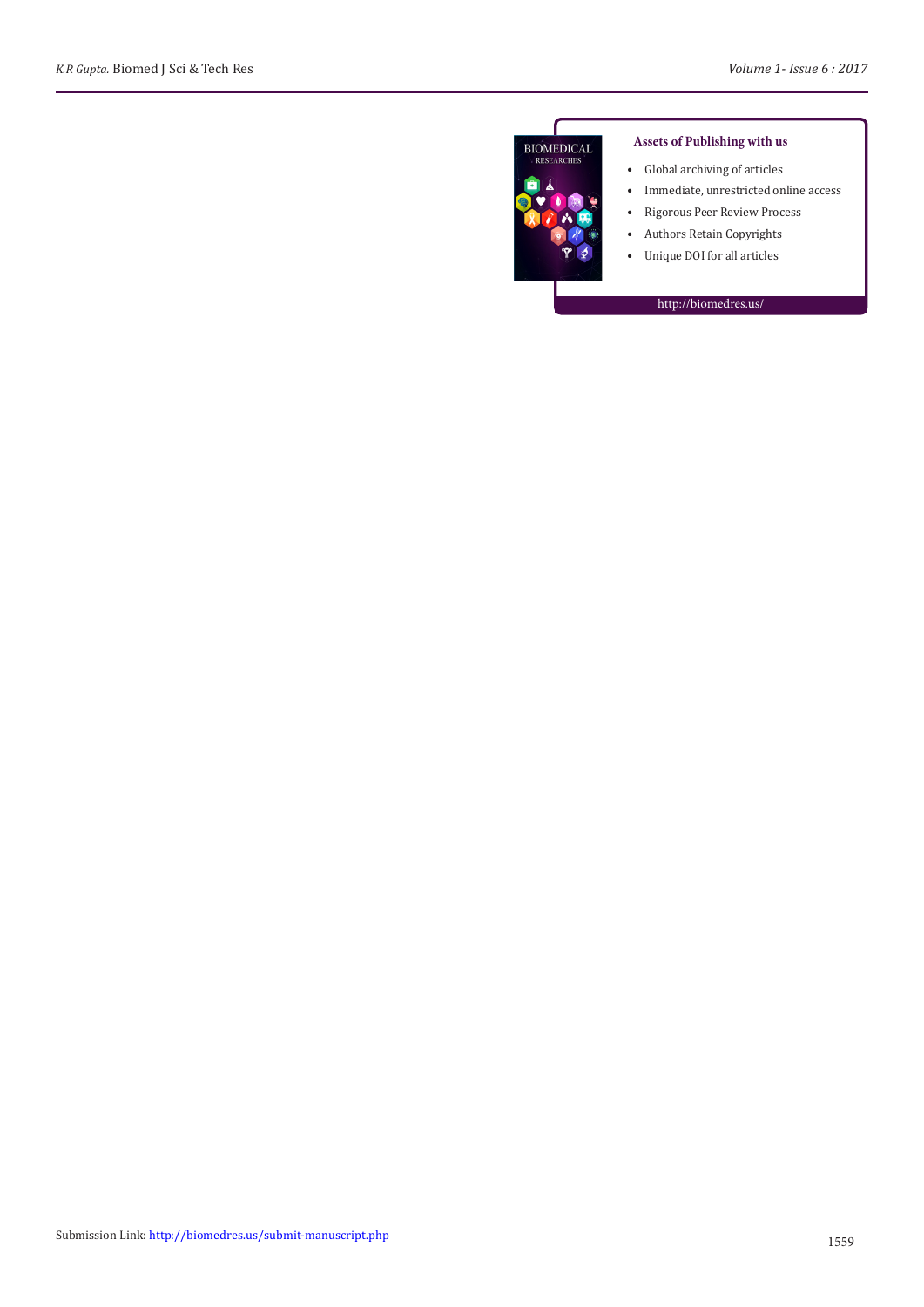**Assets of Publishing with us**

- Global archiving of articles
- Immediate, unrestricted online access
- Rigorous Peer Review Process
- Authors Retain Copyrights
- Unique DOI for all articles

http://biomedres.us/

Submission Link: http://biomedres.us/submit-manuscript.php